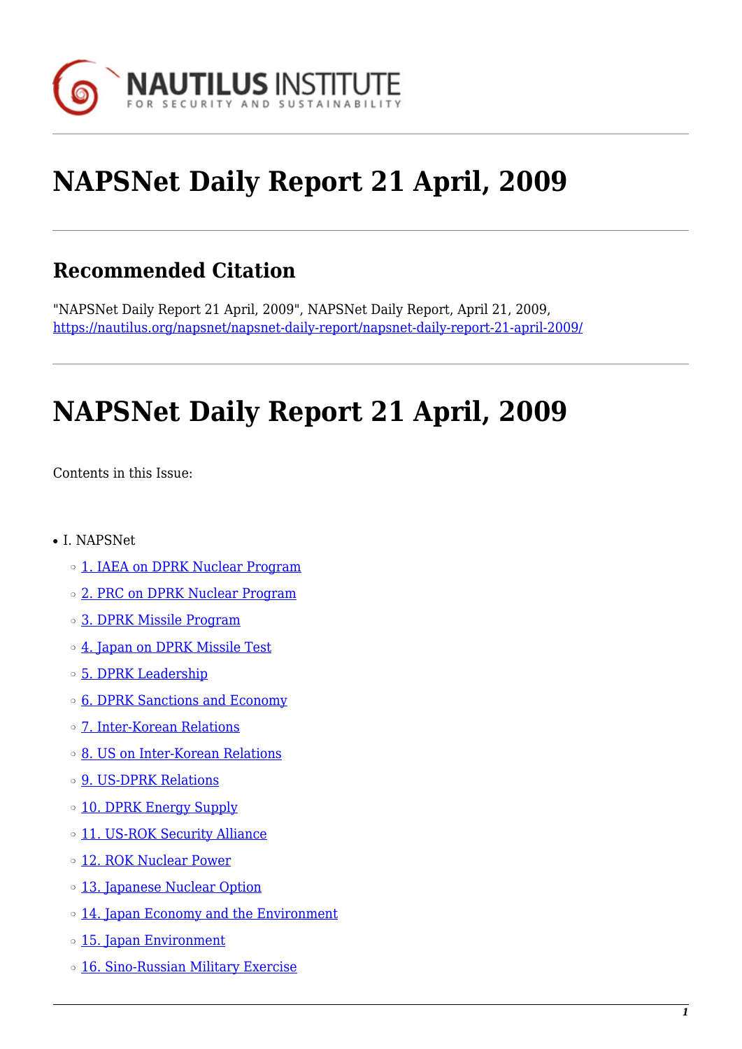# NAPSNet Daily Report 21 April, 2009

## Recommended Citation

"NAPSNet Daily Report 21 April, 2009", NAPSNet Daily Report, April 21, 2009, https://nautilus.org/napsnet/napsnet-daily-report/napsnet-daily-report-21-april-2009/

# NAPSNet Daily Report 21 April, 2009

Contents in this Issue:

- I. NAPSNet
  - 1. IAEA on DPRK Nuclear Program
  - 2. PRC on DPRK Nuclear Program
  - 3. DPRK Missile Program
  - 4. Japan on DPRK Missile Test
  - 5. DPRK Leadership
  - 6. DPRK Sanctions and Economy
  - 7. Inter-Korean Relations
  - 8. US on Inter-Korean Relations
  - 9. US-DPRK Relations
  - 10. DPRK Energy Supply
  - 11. US-ROK Security Alliance
  - 12. ROK Nuclear Power
  - 13. Japanese Nuclear Option
  - 14. Japan Economy and the Environment
  - 15. Japan Environment
  - 16. Sino-Russian Military Exercise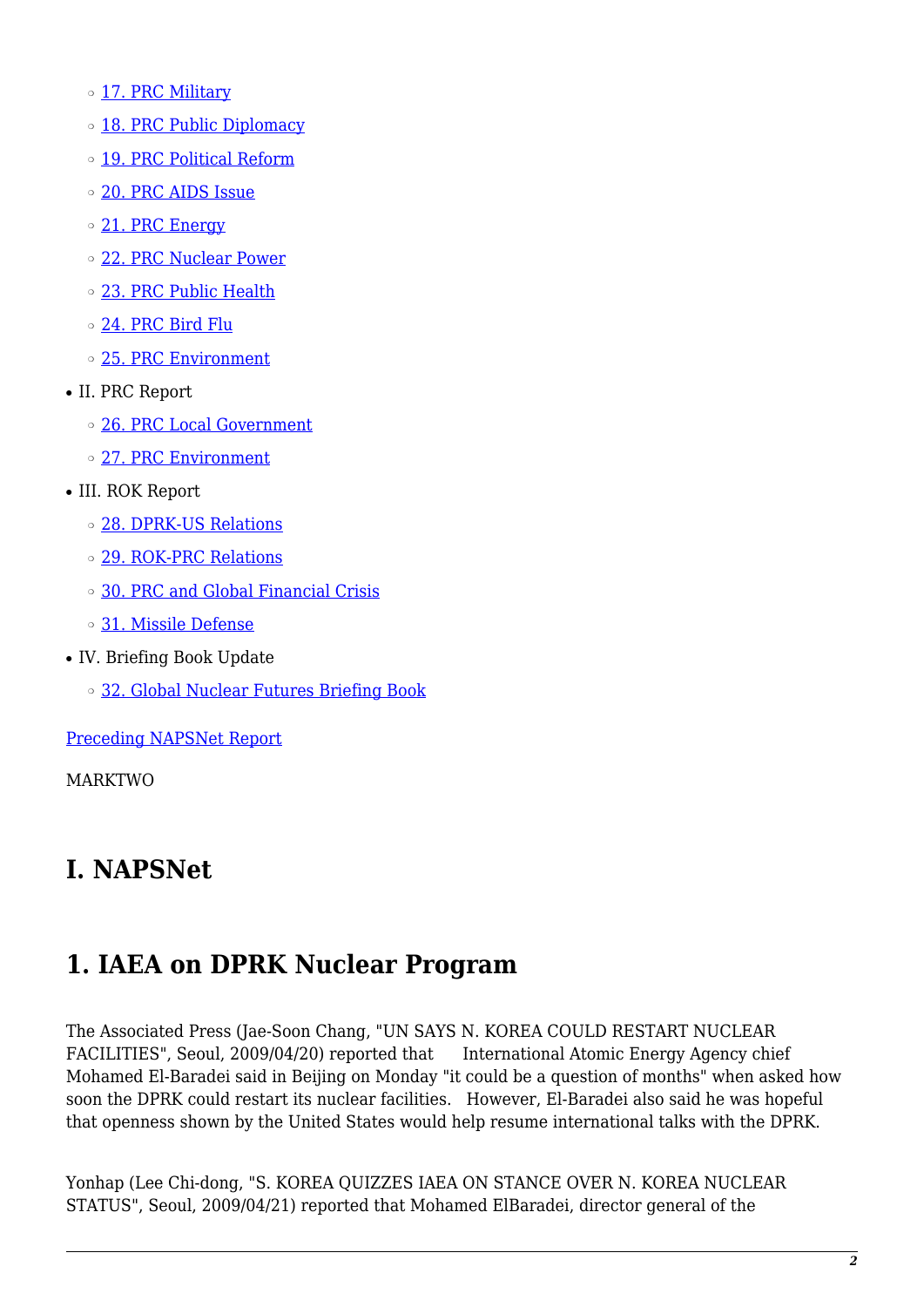- 17. PRC Military
- 18. PRC Public Diplomacy
- 19. PRC Political Reform
- 20. PRC AIDS Issue
- 21. PRC Energy
- 22. PRC Nuclear Power
- 23. PRC Public Health
- 24. PRC Bird Flu
- 25. PRC Environment

- II. PRC Report
  - 26. PRC Local Government
  - 27. PRC Environment
- III. ROK Report
  - 28. DPRK-US Relations
  - 29. ROK-PRC Relations
  - 30. PRC and Global Financial Crisis
  - 31. Missile Defense
- IV. Briefing Book Update
  - 32. Global Nuclear Futures Briefing Book

Preceding NAPSNet Report

MARKTWO

# I. NAPSNet

## 1. IAEA on DPRK Nuclear Program

The Associated Press (Jae-Soon Chang, "UN SAYS N. KOREA COULD RESTART NUCLEAR FACILITIES", Seoul, 2009/04/20) reported that International Atomic Energy Agency chief Mohamed El-Baradei said in Beijing on Monday "it could be a question of months" when asked how soon the DPRK could restart its nuclear facilities. However, El-Baradei also said he was hopeful that openness shown by the United States would help resume international talks with the DPRK.

Yonhap (Lee Chi-dong, "S. KOREA QUIZZES IAEA ON STANCE OVER N. KOREA NUCLEAR STATUS", Seoul, 2009/04/21) reported that Mohamed ElBaradei, director general of the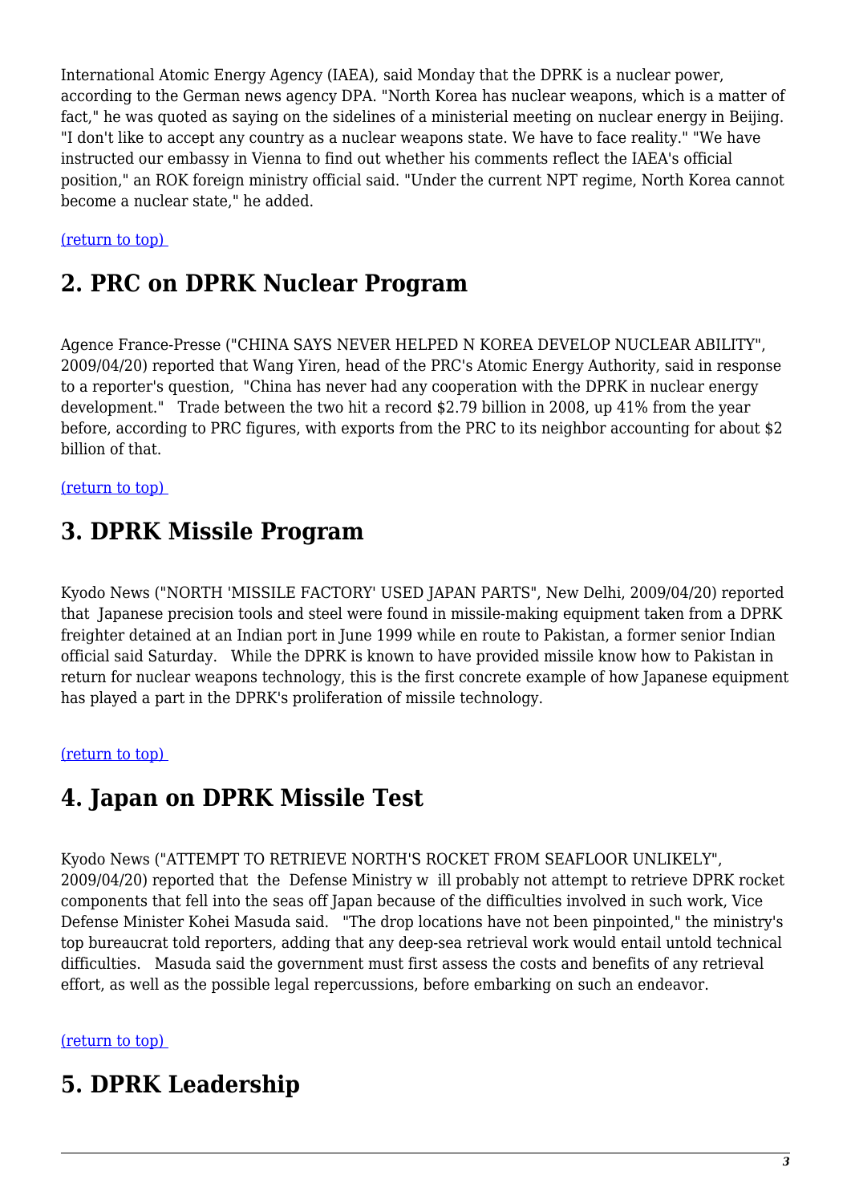International Atomic Energy Agency (IAEA), said Monday that the DPRK is a nuclear power, according to the German news agency DPA. "North Korea has nuclear weapons, which is a matter of fact," he was quoted as saying on the sidelines of a ministerial meeting on nuclear energy in Beijing. "I don't like to accept any country as a nuclear weapons state. We have to face reality." "We have instructed our embassy in Vienna to find out whether his comments reflect the IAEA's official position," an ROK foreign ministry official said. "Under the current NPT regime, North Korea cannot become a nuclear state," he added.

(return to top)

## 2. PRC on DPRK Nuclear Program

Agence France-Presse ("CHINA SAYS NEVER HELPED N KOREA DEVELOP NUCLEAR ABILITY", 2009/04/20) reported that Wang Yiren, head of the PRC's Atomic Energy Authority, said in response to a reporter's question, "China has never had any cooperation with the DPRK in nuclear energy development." Trade between the two hit a record $2.79 billion in 2008, up 41% from the year before, according to PRC figures, with exports from the PRC to its neighbor accounting for about $2 billion of that.

(return to top)

## 3. DPRK Missile Program

Kyodo News ("NORTH 'MISSILE FACTORY' USED JAPAN PARTS", New Delhi, 2009/04/20) reported that Japanese precision tools and steel were found in missile-making equipment taken from a DPRK freighter detained at an Indian port in June 1999 while en route to Pakistan, a former senior Indian official said Saturday. While the DPRK is known to have provided missile know how to Pakistan in return for nuclear weapons technology, this is the first concrete example of how Japanese equipment has played a part in the DPRK's proliferation of missile technology.

(return to top)

## 4. Japan on DPRK Missile Test

Kyodo News ("ATTEMPT TO RETRIEVE NORTH'S ROCKET FROM SEAFLOOR UNLIKELY", 2009/04/20) reported that the Defense Ministry will probably not attempt to retrieve DPRK rocket components that fell into the seas off Japan because of the difficulties involved in such work, Vice Defense Minister Kohei Masuda said. "The drop locations have not been pinpointed," the ministry's top bureaucrat told reporters, adding that any deep-sea retrieval work would entail untold technical difficulties. Masuda said the government must first assess the costs and benefits of any retrieval effort, as well as the possible legal repercussions, before embarking on such an endeavor.

(return to top)

## 5. DPRK Leadership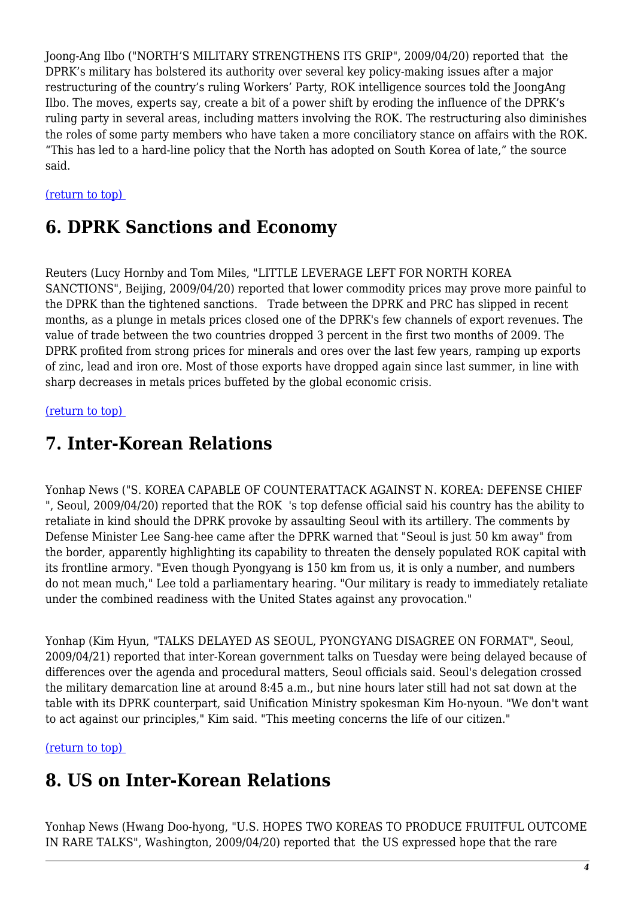Joong-Ang Ilbo ("NORTH'S MILITARY STRENGTHENS ITS GRIP", 2009/04/20) reported that the DPRK's military has bolstered its authority over several key policy-making issues after a major restructuring of the country's ruling Workers' Party, ROK intelligence sources told the JoongAng Ilbo. The moves, experts say, create a bit of a power shift by eroding the influence of the DPRK's ruling party in several areas, including matters involving the ROK. The restructuring also diminishes the roles of some party members who have taken a more conciliatory stance on affairs with the ROK. "This has led to a hard-line policy that the North has adopted on South Korea of late," the source said.

(return to top)

## 6. DPRK Sanctions and Economy

Reuters (Lucy Hornby and Tom Miles, "LITTLE LEVERAGE LEFT FOR NORTH KOREA SANCTIONS", Beijing, 2009/04/20) reported that lower commodity prices may prove more painful to the DPRK than the tightened sanctions. Trade between the DPRK and PRC has slipped in recent months, as a plunge in metals prices closed one of the DPRK's few channels of export revenues. The value of trade between the two countries dropped 3 percent in the first two months of 2009. The DPRK profited from strong prices for minerals and ores over the last few years, ramping up exports of zinc, lead and iron ore. Most of those exports have dropped again since last summer, in line with sharp decreases in metals prices buffeted by the global economic crisis.

(return to top)

## 7. Inter-Korean Relations

Yonhap News ("S. KOREA CAPABLE OF COUNTERATTACK AGAINST N. KOREA: DEFENSE CHIEF ", Seoul, 2009/04/20) reported that the ROK 's top defense official said his country has the ability to retaliate in kind should the DPRK provoke by assaulting Seoul with its artillery. The comments by Defense Minister Lee Sang-hee came after the DPRK warned that "Seoul is just 50 km away" from the border, apparently highlighting its capability to threaten the densely populated ROK capital with its frontline armory. "Even though Pyongyang is 150 km from us, it is only a number, and numbers do not mean much," Lee told a parliamentary hearing. "Our military is ready to immediately retaliate under the combined readiness with the United States against any provocation."

Yonhap (Kim Hyun, "TALKS DELAYED AS SEOUL, PYONGYANG DISAGREE ON FORMAT", Seoul, 2009/04/21) reported that inter-Korean government talks on Tuesday were being delayed because of differences over the agenda and procedural matters, Seoul officials said. Seoul's delegation crossed the military demarcation line at around 8:45 a.m., but nine hours later still had not sat down at the table with its DPRK counterpart, said Unification Ministry spokesman Kim Ho-nyoun. "We don't want to act against our principles," Kim said. "This meeting concerns the life of our citizen."

(return to top)

## 8. US on Inter-Korean Relations

Yonhap News (Hwang Doo-hyong, "U.S. HOPES TWO KOREAS TO PRODUCE FRUITFUL OUTCOME IN RARE TALKS", Washington, 2009/04/20) reported that the US expressed hope that the rare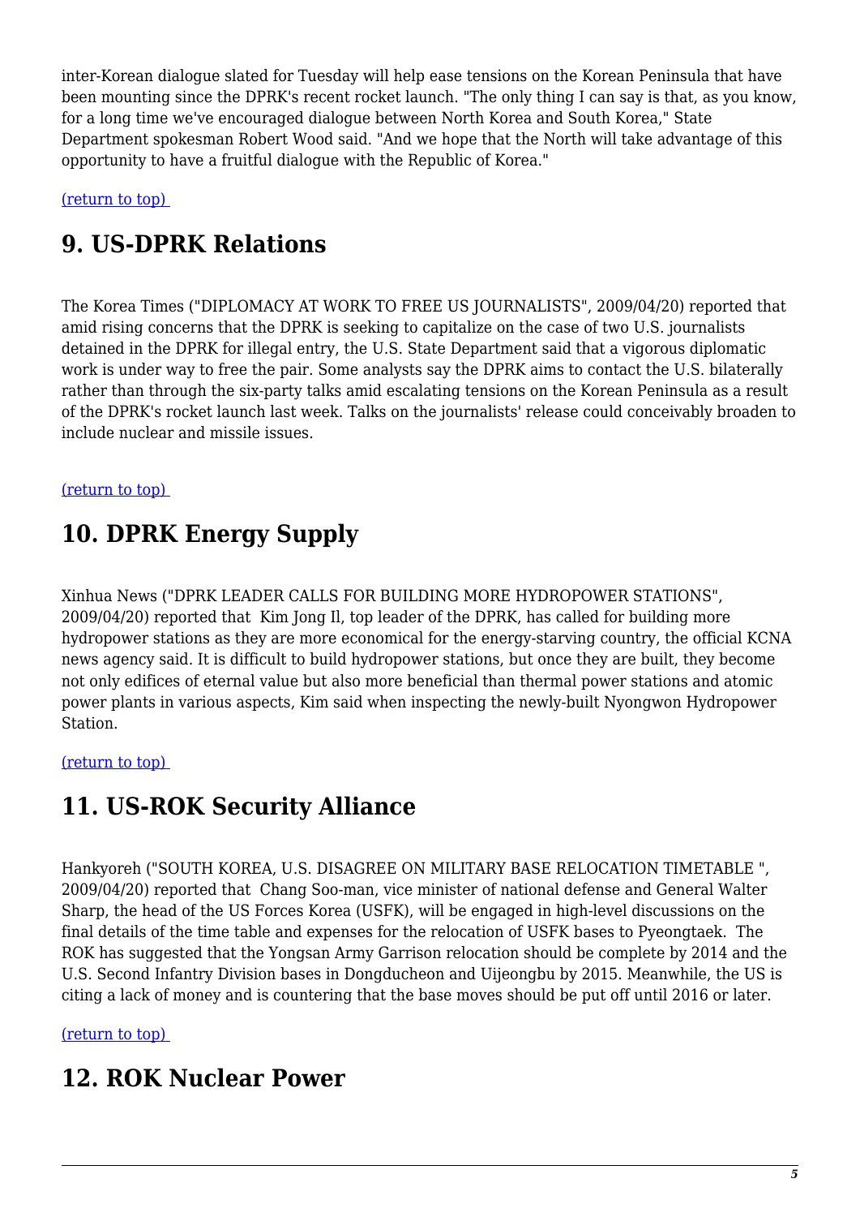inter-Korean dialogue slated for Tuesday will help ease tensions on the Korean Peninsula that have been mounting since the DPRK's recent rocket launch. "The only thing I can say is that, as you know, for a long time we've encouraged dialogue between North Korea and South Korea," State Department spokesman Robert Wood said. "And we hope that the North will take advantage of this opportunity to have a fruitful dialogue with the Republic of Korea."

(return to top)

## 9. US-DPRK Relations

The Korea Times ("DIPLOMACY AT WORK TO FREE US JOURNALISTS", 2009/04/20) reported that amid rising concerns that the DPRK is seeking to capitalize on the case of two U.S. journalists detained in the DPRK for illegal entry, the U.S. State Department said that a vigorous diplomatic work is under way to free the pair. Some analysts say the DPRK aims to contact the U.S. bilaterally rather than through the six-party talks amid escalating tensions on the Korean Peninsula as a result of the DPRK's rocket launch last week. Talks on the journalists' release could conceivably broaden to include nuclear and missile issues.

(return to top)

## 10. DPRK Energy Supply

Xinhua News ("DPRK LEADER CALLS FOR BUILDING MORE HYDROPOWER STATIONS", 2009/04/20) reported that Kim Jong Il, top leader of the DPRK, has called for building more hydropower stations as they are more economical for the energy-starving country, the official KCNA news agency said. It is difficult to build hydropower stations, but once they are built, they become not only edifices of eternal value but also more beneficial than thermal power stations and atomic power plants in various aspects, Kim said when inspecting the newly-built Nyongwon Hydropower Station.

(return to top)

## 11. US-ROK Security Alliance

Hankyoreh ("SOUTH KOREA, U.S. DISAGREE ON MILITARY BASE RELOCATION TIMETABLE ", 2009/04/20) reported that Chang Soo-man, vice minister of national defense and General Walter Sharp, the head of the US Forces Korea (USFK), will be engaged in high-level discussions on the final details of the time table and expenses for the relocation of USFK bases to Pyeongtaek. The ROK has suggested that the Yongsan Army Garrison relocation should be complete by 2014 and the U.S. Second Infantry Division bases in Dongducheon and Uijeongbu by 2015. Meanwhile, the US is citing a lack of money and is countering that the base moves should be put off until 2016 or later.

(return to top)

## 12. ROK Nuclear Power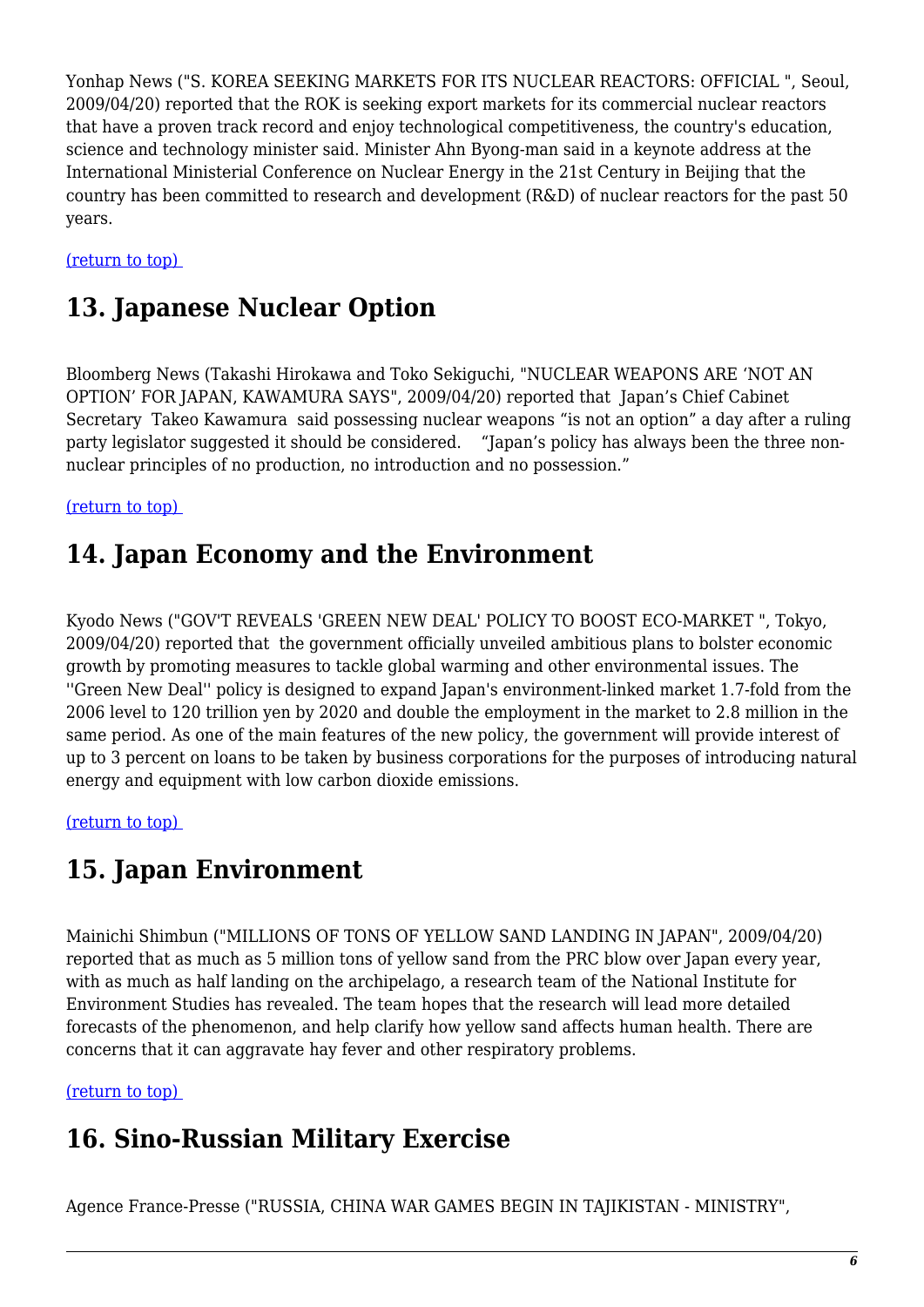Yonhap News ("S. KOREA SEEKING MARKETS FOR ITS NUCLEAR REACTORS: OFFICIAL ", Seoul, 2009/04/20) reported that the ROK is seeking export markets for its commercial nuclear reactors that have a proven track record and enjoy technological competitiveness, the country's education, science and technology minister said. Minister Ahn Byong-man said in a keynote address at the International Ministerial Conference on Nuclear Energy in the 21st Century in Beijing that the country has been committed to research and development (R&D) of nuclear reactors for the past 50 years.

(return to top)

## 13. Japanese Nuclear Option

Bloomberg News (Takashi Hirokawa and Toko Sekiguchi, "NUCLEAR WEAPONS ARE 'NOT AN OPTION' FOR JAPAN, KAWAMURA SAYS", 2009/04/20) reported that Japan's Chief Cabinet Secretary Takeo Kawamura said possessing nuclear weapons "is not an option" a day after a ruling party legislator suggested it should be considered. "Japan's policy has always been the three non-nuclear principles of no production, no introduction and no possession."

(return to top)

## 14. Japan Economy and the Environment

Kyodo News ("GOV'T REVEALS 'GREEN NEW DEAL' POLICY TO BOOST ECO-MARKET ", Tokyo, 2009/04/20) reported that the government officially unveiled ambitious plans to bolster economic growth by promoting measures to tackle global warming and other environmental issues. The ''Green New Deal'' policy is designed to expand Japan's environment-linked market 1.7-fold from the 2006 level to 120 trillion yen by 2020 and double the employment in the market to 2.8 million in the same period. As one of the main features of the new policy, the government will provide interest of up to 3 percent on loans to be taken by business corporations for the purposes of introducing natural energy and equipment with low carbon dioxide emissions.

(return to top)

## 15. Japan Environment

Mainichi Shimbun ("MILLIONS OF TONS OF YELLOW SAND LANDING IN JAPAN", 2009/04/20) reported that as much as 5 million tons of yellow sand from the PRC blow over Japan every year, with as much as half landing on the archipelago, a research team of the National Institute for Environment Studies has revealed. The team hopes that the research will lead more detailed forecasts of the phenomenon, and help clarify how yellow sand affects human health. There are concerns that it can aggravate hay fever and other respiratory problems.

(return to top)

## 16. Sino-Russian Military Exercise

Agence France-Presse ("RUSSIA, CHINA WAR GAMES BEGIN IN TAJIKISTAN - MINISTRY",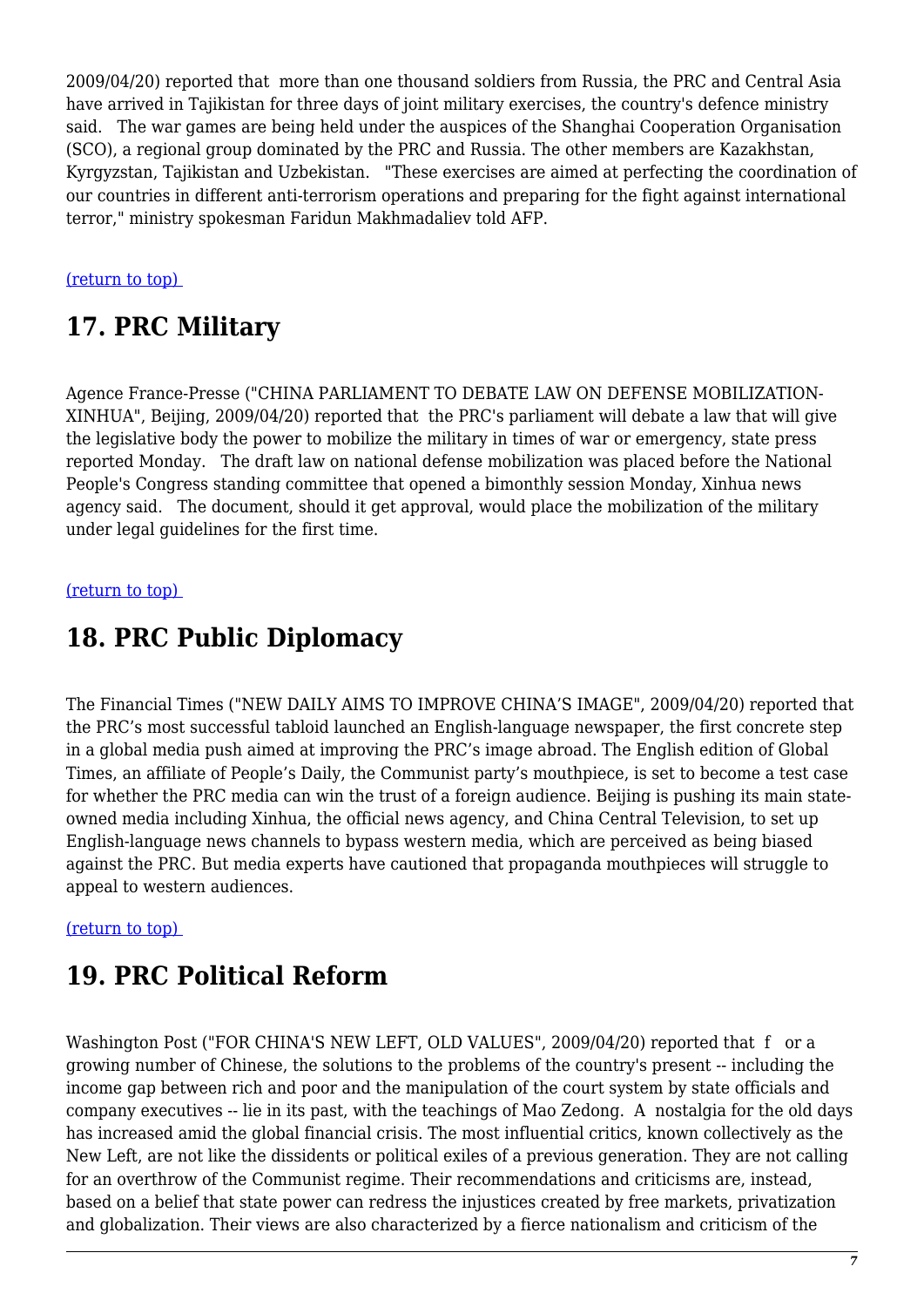2009/04/20) reported that more than one thousand soldiers from Russia, the PRC and Central Asia have arrived in Tajikistan for three days of joint military exercises, the country's defence ministry said. The war games are being held under the auspices of the Shanghai Cooperation Organisation (SCO), a regional group dominated by the PRC and Russia. The other members are Kazakhstan, Kyrgyzstan, Tajikistan and Uzbekistan. "These exercises are aimed at perfecting the coordination of our countries in different anti-terrorism operations and preparing for the fight against international terror," ministry spokesman Faridun Makhmadaliev told AFP.

(return to top)

## 17. PRC Military

Agence France-Presse ("CHINA PARLIAMENT TO DEBATE LAW ON DEFENSE MOBILIZATION-XINHUA", Beijing, 2009/04/20) reported that the PRC's parliament will debate a law that will give the legislative body the power to mobilize the military in times of war or emergency, state press reported Monday. The draft law on national defense mobilization was placed before the National People's Congress standing committee that opened a bimonthly session Monday, Xinhua news agency said. The document, should it get approval, would place the mobilization of the military under legal guidelines for the first time.

(return to top)

## 18. PRC Public Diplomacy

The Financial Times ("NEW DAILY AIMS TO IMPROVE CHINA'S IMAGE", 2009/04/20) reported that the PRC's most successful tabloid launched an English-language newspaper, the first concrete step in a global media push aimed at improving the PRC's image abroad. The English edition of Global Times, an affiliate of People's Daily, the Communist party's mouthpiece, is set to become a test case for whether the PRC media can win the trust of a foreign audience. Beijing is pushing its main state-owned media including Xinhua, the official news agency, and China Central Television, to set up English-language news channels to bypass western media, which are perceived as being biased against the PRC. But media experts have cautioned that propaganda mouthpieces will struggle to appeal to western audiences.

(return to top)

## 19. PRC Political Reform

Washington Post ("FOR CHINA'S NEW LEFT, OLD VALUES", 2009/04/20) reported that f or a growing number of Chinese, the solutions to the problems of the country's present -- including the income gap between rich and poor and the manipulation of the court system by state officials and company executives -- lie in its past, with the teachings of Mao Zedong. A nostalgia for the old days has increased amid the global financial crisis. The most influential critics, known collectively as the New Left, are not like the dissidents or political exiles of a previous generation. They are not calling for an overthrow of the Communist regime. Their recommendations and criticisms are, instead, based on a belief that state power can redress the injustices created by free markets, privatization and globalization. Their views are also characterized by a fierce nationalism and criticism of the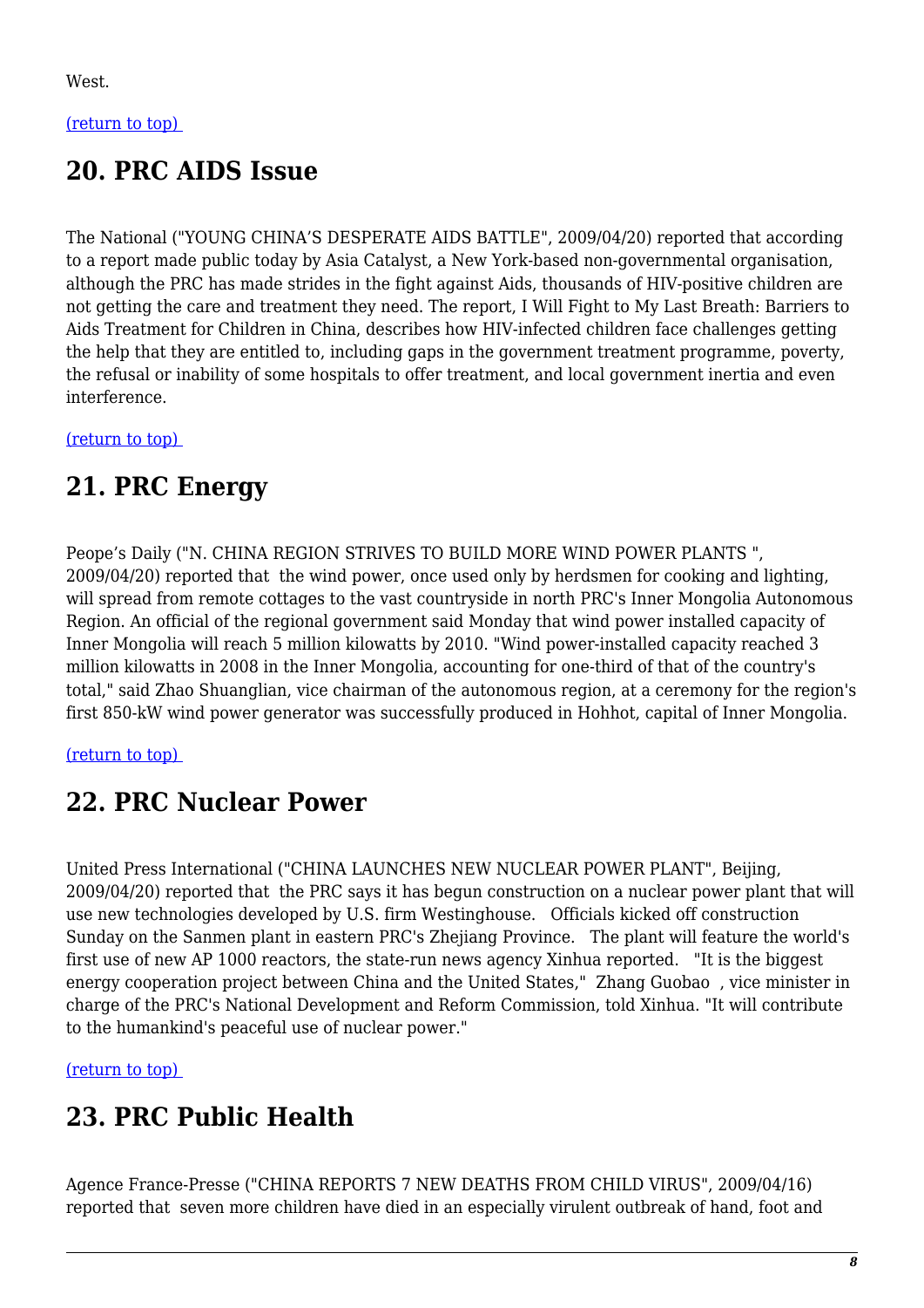West.

(return to top)

## 20. PRC AIDS Issue

The National ("YOUNG CHINA'S DESPERATE AIDS BATTLE", 2009/04/20) reported that according to a report made public today by Asia Catalyst, a New York-based non-governmental organisation, although the PRC has made strides in the fight against Aids, thousands of HIV-positive children are not getting the care and treatment they need. The report, I Will Fight to My Last Breath: Barriers to Aids Treatment for Children in China, describes how HIV-infected children face challenges getting the help that they are entitled to, including gaps in the government treatment programme, poverty, the refusal or inability of some hospitals to offer treatment, and local government inertia and even interference.

(return to top)

## 21. PRC Energy

Peope's Daily ("N. CHINA REGION STRIVES TO BUILD MORE WIND POWER PLANTS ", 2009/04/20) reported that the wind power, once used only by herdsmen for cooking and lighting, will spread from remote cottages to the vast countryside in north PRC's Inner Mongolia Autonomous Region. An official of the regional government said Monday that wind power installed capacity of Inner Mongolia will reach 5 million kilowatts by 2010. "Wind power-installed capacity reached 3 million kilowatts in 2008 in the Inner Mongolia, accounting for one-third of that of the country's total," said Zhao Shuanglian, vice chairman of the autonomous region, at a ceremony for the region's first 850-kW wind power generator was successfully produced in Hohhot, capital of Inner Mongolia.

(return to top)

## 22. PRC Nuclear Power

United Press International ("CHINA LAUNCHES NEW NUCLEAR POWER PLANT", Beijing, 2009/04/20) reported that the PRC says it has begun construction on a nuclear power plant that will use new technologies developed by U.S. firm Westinghouse. Officials kicked off construction Sunday on the Sanmen plant in eastern PRC's Zhejiang Province. The plant will feature the world's first use of new AP 1000 reactors, the state-run news agency Xinhua reported. "It is the biggest energy cooperation project between China and the United States," Zhang Guobao , vice minister in charge of the PRC's National Development and Reform Commission, told Xinhua. "It will contribute to the humankind's peaceful use of nuclear power."

(return to top)

## 23. PRC Public Health

Agence France-Presse ("CHINA REPORTS 7 NEW DEATHS FROM CHILD VIRUS", 2009/04/16) reported that seven more children have died in an especially virulent outbreak of hand, foot and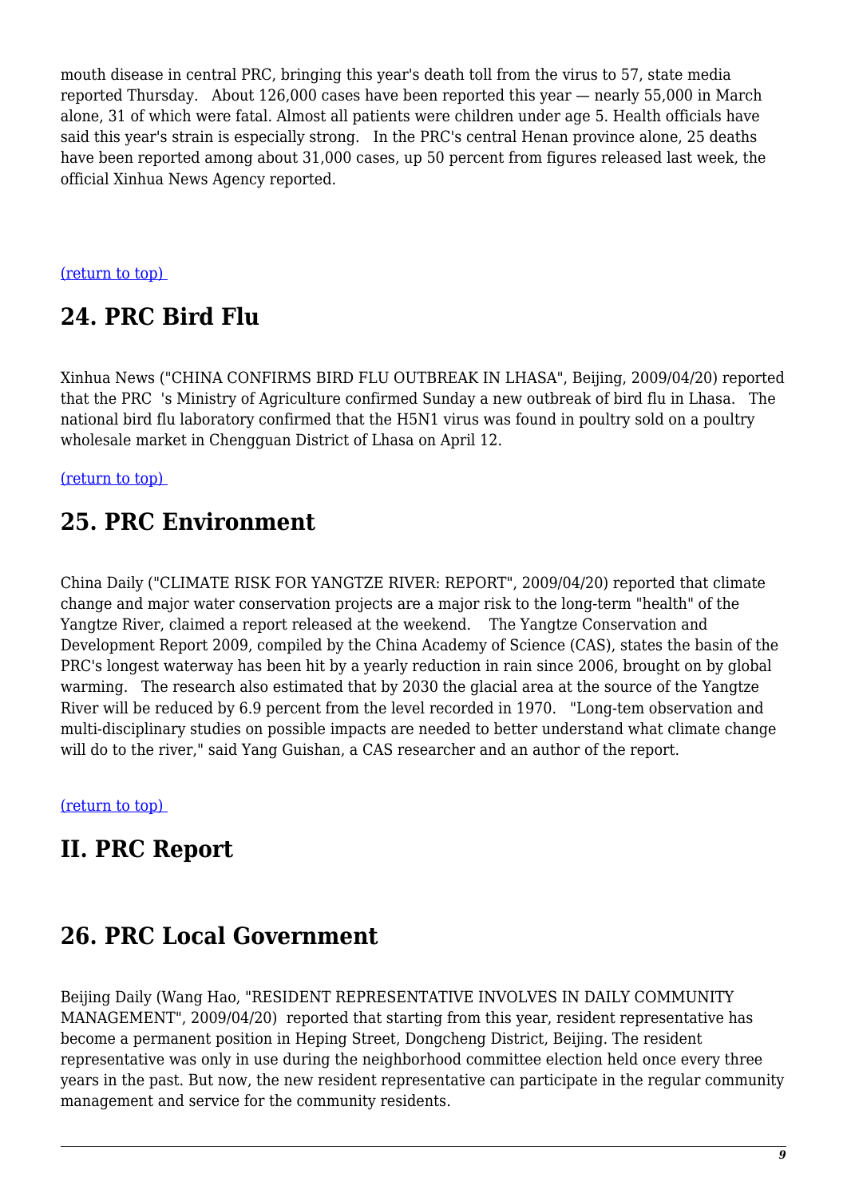mouth disease in central PRC, bringing this year's death toll from the virus to 57, state media reported Thursday. About 126,000 cases have been reported this year — nearly 55,000 in March alone, 31 of which were fatal. Almost all patients were children under age 5. Health officials have said this year's strain is especially strong. In the PRC's central Henan province alone, 25 deaths have been reported among about 31,000 cases, up 50 percent from figures released last week, the official Xinhua News Agency reported.

(return to top)

## 24. PRC Bird Flu

Xinhua News ("CHINA CONFIRMS BIRD FLU OUTBREAK IN LHASA", Beijing, 2009/04/20) reported that the PRC 's Ministry of Agriculture confirmed Sunday a new outbreak of bird flu in Lhasa. The national bird flu laboratory confirmed that the H5N1 virus was found in poultry sold on a poultry wholesale market in Chengguan District of Lhasa on April 12.

(return to top)

## 25. PRC Environment

China Daily ("CLIMATE RISK FOR YANGTZE RIVER: REPORT", 2009/04/20) reported that climate change and major water conservation projects are a major risk to the long-term "health" of the Yangtze River, claimed a report released at the weekend. The Yangtze Conservation and Development Report 2009, compiled by the China Academy of Science (CAS), states the basin of the PRC's longest waterway has been hit by a yearly reduction in rain since 2006, brought on by global warming. The research also estimated that by 2030 the glacial area at the source of the Yangtze River will be reduced by 6.9 percent from the level recorded in 1970. "Long-tem observation and multi-disciplinary studies on possible impacts are needed to better understand what climate change will do to the river," said Yang Guishan, a CAS researcher and an author of the report.

(return to top)

## II. PRC Report

## 26. PRC Local Government

Beijing Daily (Wang Hao, "RESIDENT REPRESENTATIVE INVOLVES IN DAILY COMMUNITY MANAGEMENT", 2009/04/20) reported that starting from this year, resident representative has become a permanent position in Heping Street, Dongcheng District, Beijing. The resident representative was only in use during the neighborhood committee election held once every three years in the past. But now, the new resident representative can participate in the regular community management and service for the community residents.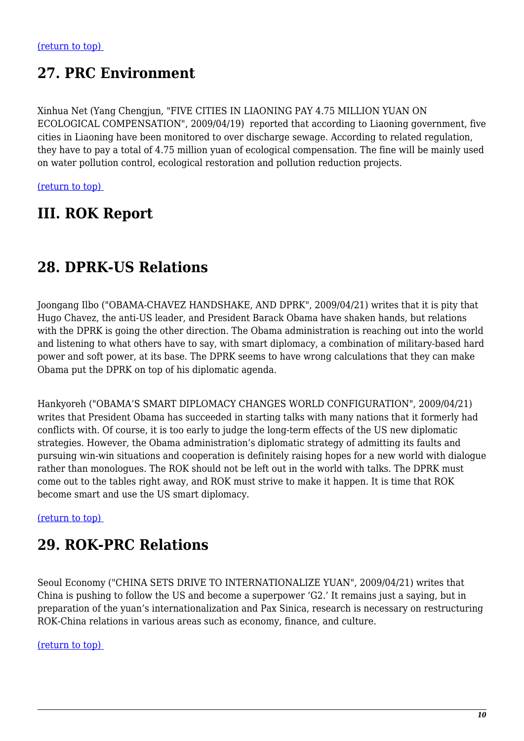(return to top)

## 27. PRC Environment

Xinhua Net (Yang Chengjun, "FIVE CITIES IN LIAONING PAY 4.75 MILLION YUAN ON ECOLOGICAL COMPENSATION", 2009/04/19)  reported that according to Liaoning government, five cities in Liaoning have been monitored to over discharge sewage. According to related regulation, they have to pay a total of 4.75 million yuan of ecological compensation. The fine will be mainly used on water pollution control, ecological restoration and pollution reduction projects.

(return to top)

## III. ROK Report

## 28. DPRK-US Relations

Joongang Ilbo ("OBAMA-CHAVEZ HANDSHAKE, AND DPRK", 2009/04/21) writes that it is pity that Hugo Chavez, the anti-US leader, and President Barack Obama have shaken hands, but relations with the DPRK is going the other direction. The Obama administration is reaching out into the world and listening to what others have to say, with smart diplomacy, a combination of military-based hard power and soft power, at its base. The DPRK seems to have wrong calculations that they can make Obama put the DPRK on top of his diplomatic agenda.

Hankyoreh ("OBAMA'S SMART DIPLOMACY CHANGES WORLD CONFIGURATION", 2009/04/21) writes that President Obama has succeeded in starting talks with many nations that it formerly had conflicts with. Of course, it is too early to judge the long-term effects of the US new diplomatic strategies. However, the Obama administration's diplomatic strategy of admitting its faults and pursuing win-win situations and cooperation is definitely raising hopes for a new world with dialogue rather than monologues. The ROK should not be left out in the world with talks. The DPRK must come out to the tables right away, and ROK must strive to make it happen. It is time that ROK become smart and use the US smart diplomacy.

(return to top)

## 29. ROK-PRC Relations

Seoul Economy ("CHINA SETS DRIVE TO INTERNATIONALIZE YUAN", 2009/04/21) writes that China is pushing to follow the US and become a superpower 'G2.' It remains just a saying, but in preparation of the yuan's internationalization and Pax Sinica, research is necessary on restructuring ROK-China relations in various areas such as economy, finance, and culture.

(return to top)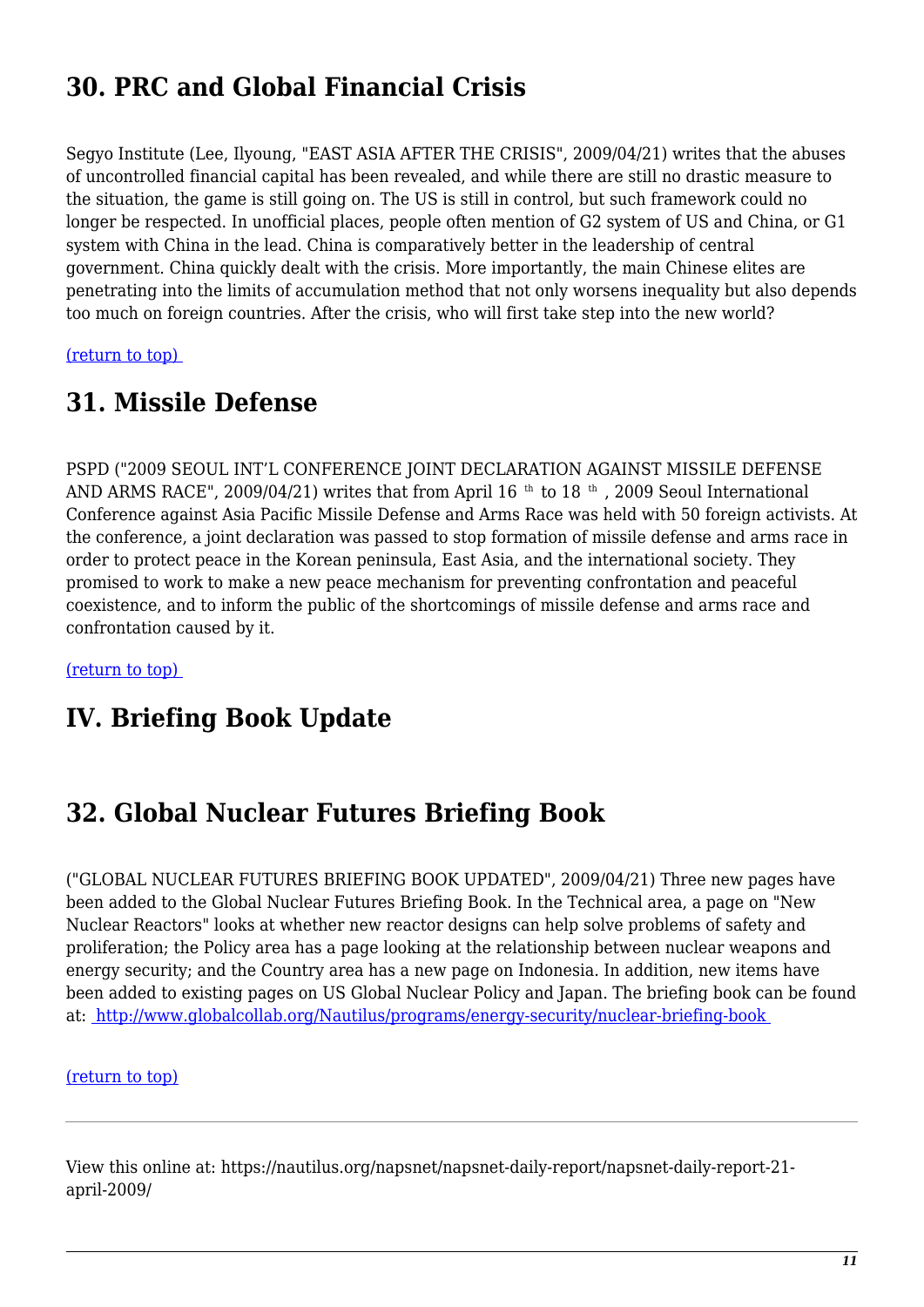## 30. PRC and Global Financial Crisis

Segyo Institute (Lee, Ilyoung, "EAST ASIA AFTER THE CRISIS", 2009/04/21) writes that the abuses of uncontrolled financial capital has been revealed, and while there are still no drastic measure to the situation, the game is still going on. The US is still in control, but such framework could no longer be respected. In unofficial places, people often mention of G2 system of US and China, or G1 system with China in the lead. China is comparatively better in the leadership of central government. China quickly dealt with the crisis. More importantly, the main Chinese elites are penetrating into the limits of accumulation method that not only worsens inequality but also depends too much on foreign countries. After the crisis, who will first take step into the new world?

(return to top)

## 31. Missile Defense

PSPD ("2009 SEOUL INT'L CONFERENCE JOINT DECLARATION AGAINST MISSILE DEFENSE AND ARMS RACE", 2009/04/21) writes that from April 16th to 18th, 2009 Seoul International Conference against Asia Pacific Missile Defense and Arms Race was held with 50 foreign activists. At the conference, a joint declaration was passed to stop formation of missile defense and arms race in order to protect peace in the Korean peninsula, East Asia, and the international society. They promised to work to make a new peace mechanism for preventing confrontation and peaceful coexistence, and to inform the public of the shortcomings of missile defense and arms race and confrontation caused by it.

(return to top)

# IV. Briefing Book Update

## 32. Global Nuclear Futures Briefing Book

("GLOBAL NUCLEAR FUTURES BRIEFING BOOK UPDATED", 2009/04/21) Three new pages have been added to the Global Nuclear Futures Briefing Book. In the Technical area, a page on "New Nuclear Reactors" looks at whether new reactor designs can help solve problems of safety and proliferation; the Policy area has a page looking at the relationship between nuclear weapons and energy security; and the Country area has a new page on Indonesia. In addition, new items have been added to existing pages on US Global Nuclear Policy and Japan. The briefing book can be found at: http://www.globalcollab.org/Nautilus/programs/energy-security/nuclear-briefing-book

(return to top)

---

View this online at: https://nautilus.org/napsnet/napsnet-daily-report/napsnet-daily-report-21-april-2009/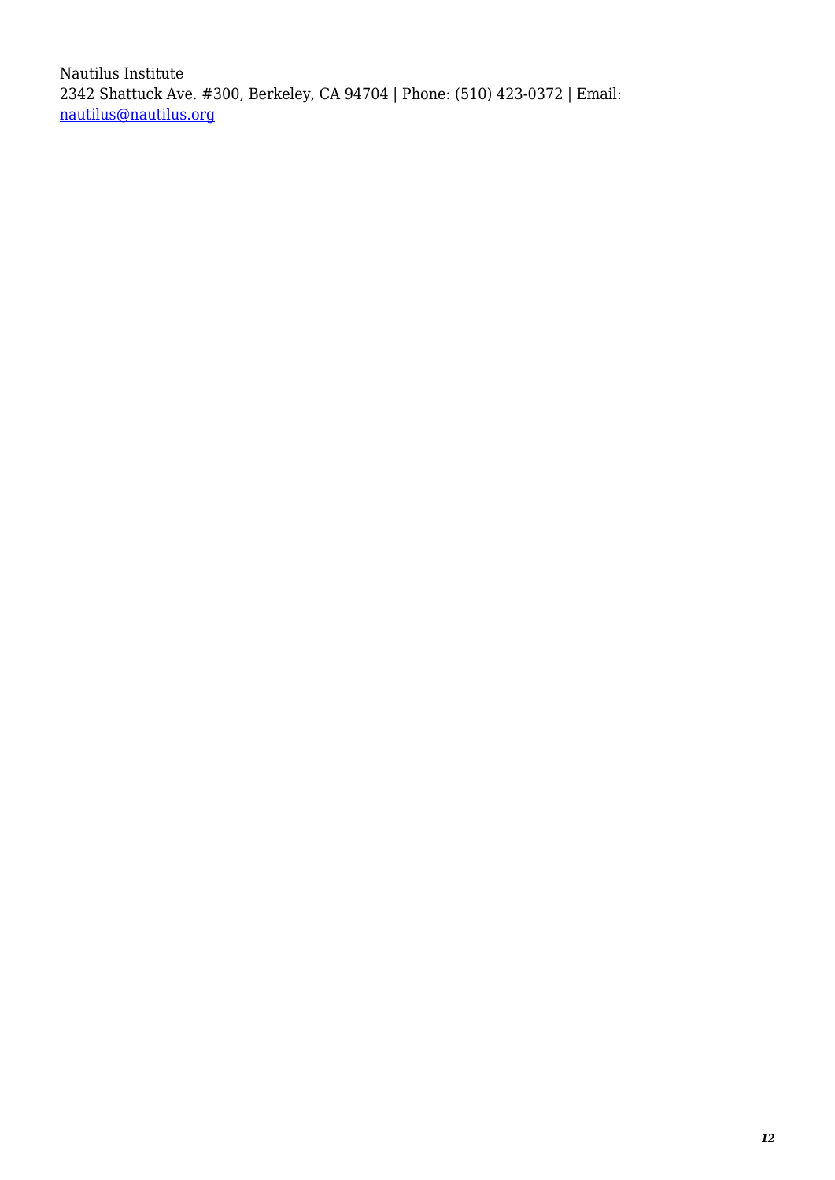Nautilus Institute
2342 Shattuck Ave. #300, Berkeley, CA 94704 | Phone: (510) 423-0372 | Email: [nautilus@nautilus.org](mailto:nautilus@nautilus.org)